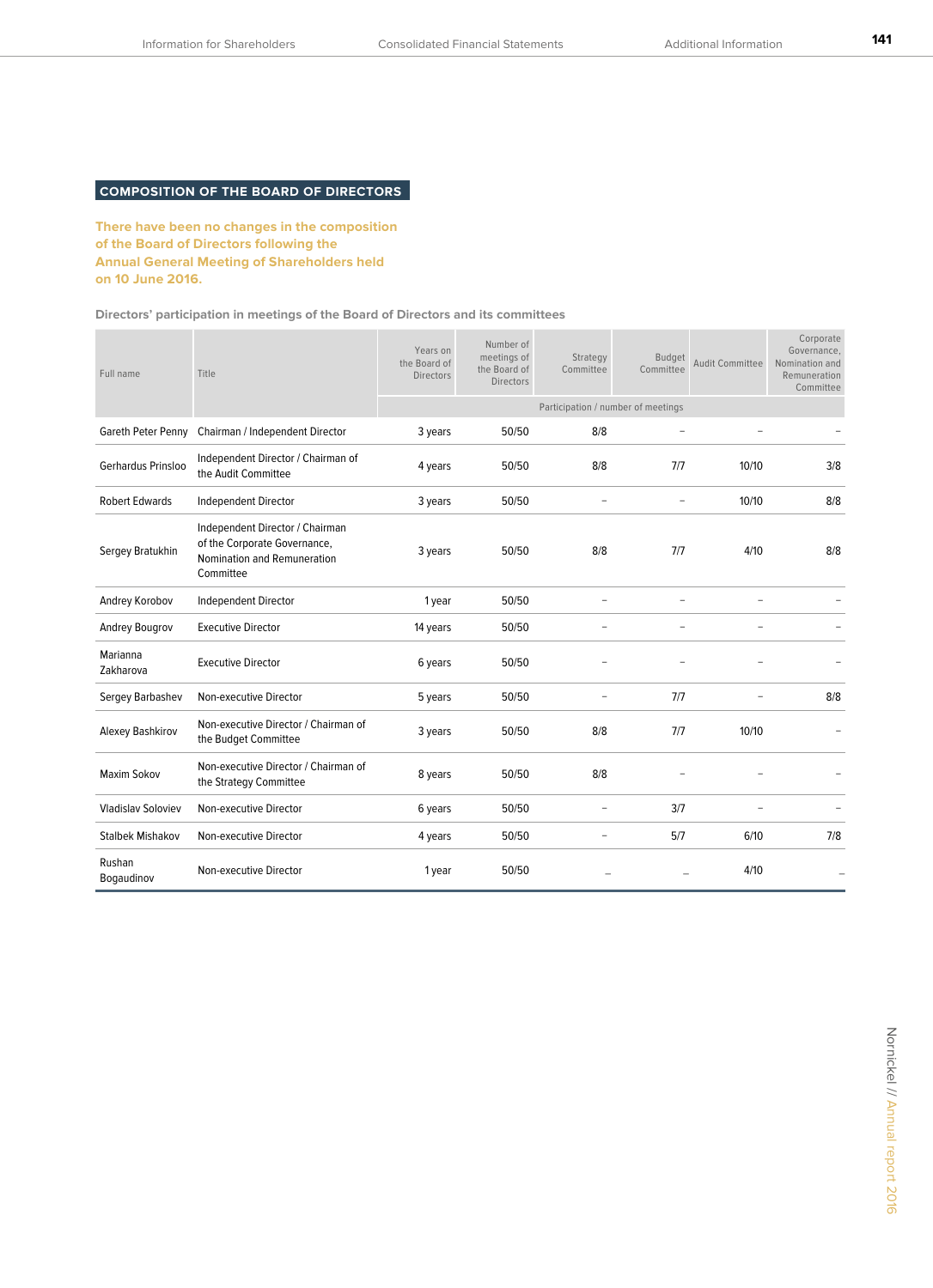## COMPOSITION OF THE BOARD OF DIRECTORS

**There have been no changes in the composition of the Board of Directors following the Annual General Meeting of Shareholders held on 10 June 2016.**

**Directors' participation in meetings of the Board of Directors and its committees**

| Full name | Title | Years on the Board of Directors | Number of meetings of the Board of Directors | Strategy Committee | Budget Committee | Audit Committee | Corporate Governance, Nomination and Remuneration Committee |
|---|---|---|---|---|---|---|---|
| | | | Participation / number of meetings | | | | |
| Gareth Peter Penny | Chairman / Independent Director | 3 years | 50/50 | 8/8 | – | – | – |
| Gerhardus Prinsloo | Independent Director / Chairman of the Audit Committee | 4 years | 50/50 | 8/8 | 7/7 | 10/10 | 3/8 |
| Robert Edwards | Independent Director | 3 years | 50/50 | – | – | 10/10 | 8/8 |
| Sergey Bratukhin | Independent Director / Chairman of the Corporate Governance, Nomination and Remuneration Committee | 3 years | 50/50 | 8/8 | 7/7 | 4/10 | 8/8 |
| Andrey Korobov | Independent Director | 1 year | 50/50 | – | – | – | – |
| Andrey Bougrov | Executive Director | 14 years | 50/50 | – | – | – | – |
| Marianna Zakharova | Executive Director | 6 years | 50/50 | – | – | – | – |
| Sergey Barbashev | Non-executive Director | 5 years | 50/50 | – | 7/7 | – | 8/8 |
| Alexey Bashkirov | Non-executive Director / Chairman of the Budget Committee | 3 years | 50/50 | 8/8 | 7/7 | 10/10 | – |
| Maxim Sokov | Non-executive Director / Chairman of the Strategy Committee | 8 years | 50/50 | 8/8 | – | – | – |
| Vladislav Soloviev | Non-executive Director | 6 years | 50/50 | – | 3/7 | – | – |
| Stalbek Mishakov | Non-executive Director | 4 years | 50/50 | – | 5/7 | 6/10 | 7/8 |
| Rushan Bogaudinov | Non-executive Director | 1 year | 50/50 | – | – | 4/10 | – |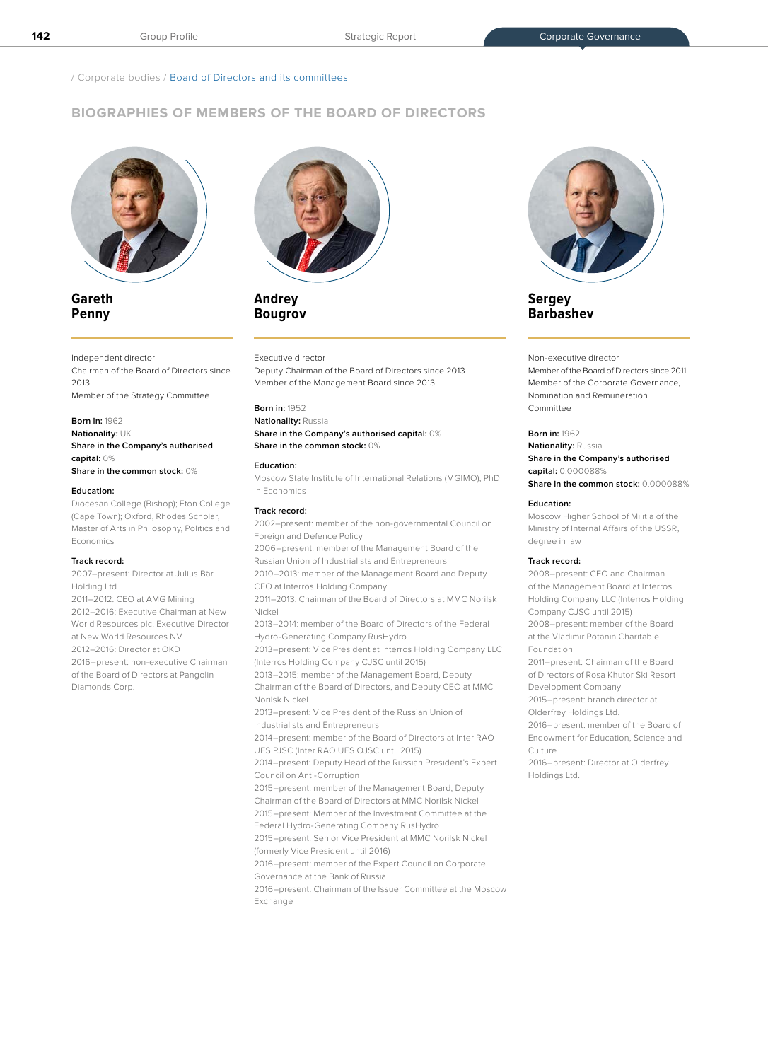/ Corporate bodies / Board of Directors and its committees

## BIOGRAPHIES OF MEMBERS OF THE BOARD OF DIRECTORS

### Gareth Penny

Independent director
Chairman of the Board of Directors since 2013
Member of the Strategy Committee

**Born in:** 1962
**Nationality:** UK
**Share in the Company's authorised capital:** 0%
**Share in the common stock:** 0%

**Education:**
Diocesan College (Bishop); Eton College (Cape Town); Oxford, Rhodes Scholar, Master of Arts in Philosophy, Politics and Economics

**Track record:**
2007–present: Director at Julius Bär Holding Ltd
2011–2012: CEO at AMG Mining
2012–2016: Executive Chairman at New World Resources plc, Executive Director at New World Resources NV
2012–2016: Director at OKD
2016–present: non-executive Chairman of the Board of Directors at Pangolin Diamonds Corp.

### Andrey Bougrov

Executive director
Deputy Chairman of the Board of Directors since 2013
Member of the Management Board since 2013

**Born in:** 1952
**Nationality:** Russia
**Share in the Company's authorised capital:** 0%
**Share in the common stock:** 0%

**Education:**
Moscow State Institute of International Relations (MGIMO), PhD in Economics

**Track record:**
2002–present: member of the non-governmental Council on Foreign and Defence Policy
2006–present: member of the Management Board of the Russian Union of Industrialists and Entrepreneurs
2010–2013: member of the Management Board and Deputy CEO at Interros Holding Company
2011–2013: Chairman of the Board of Directors at MMC Norilsk Nickel
2013–2014: member of the Board of Directors of the Federal Hydro-Generating Company RusHydro
2013–present: Vice President at Interros Holding Company LLC (Interros Holding Company CJSC until 2015)
2013–2015: member of the Management Board, Deputy Chairman of the Board of Directors, and Deputy CEO at MMC Norilsk Nickel
2013–present: Vice President of the Russian Union of Industrialists and Entrepreneurs
2014–present: member of the Board of Directors at Inter RAO UES PJSC (Inter RAO UES OJSC until 2015)
2014–present: Deputy Head of the Russian President's Expert Council on Anti-Corruption
2015–present: member of the Management Board, Deputy Chairman of the Board of Directors at MMC Norilsk Nickel
2015–present: Member of the Investment Committee at the Federal Hydro-Generating Company RusHydro
2015–present: Senior Vice President at MMC Norilsk Nickel (formerly Vice President until 2016)
2016–present: member of the Expert Council on Corporate Governance at the Bank of Russia
2016–present: Chairman of the Issuer Committee at the Moscow Exchange

### Sergey Barbashev

Non-executive director
Member of the Board of Directors since 2011
Member of the Corporate Governance, Nomination and Remuneration Committee

**Born in:** 1962
**Nationality:** Russia
**Share in the Company's authorised capital:** 0.000088%
**Share in the common stock:** 0.000088%

**Education:**
Moscow Higher School of Militia of the Ministry of Internal Affairs of the USSR, degree in law

**Track record:**
2008–present: CEO and Chairman of the Management Board at Interros Holding Company LLC (Interros Holding Company CJSC until 2015)
2008–present: member of the Board at the Vladimir Potanin Charitable Foundation
2011–present: Chairman of the Board of Directors of Rosa Khutor Ski Resort Development Company
2015–present: branch director at Olderfrey Holdings Ltd.
2016–present: member of the Board of Endowment for Education, Science and Culture
2016–present: Director at Olderfrey Holdings Ltd.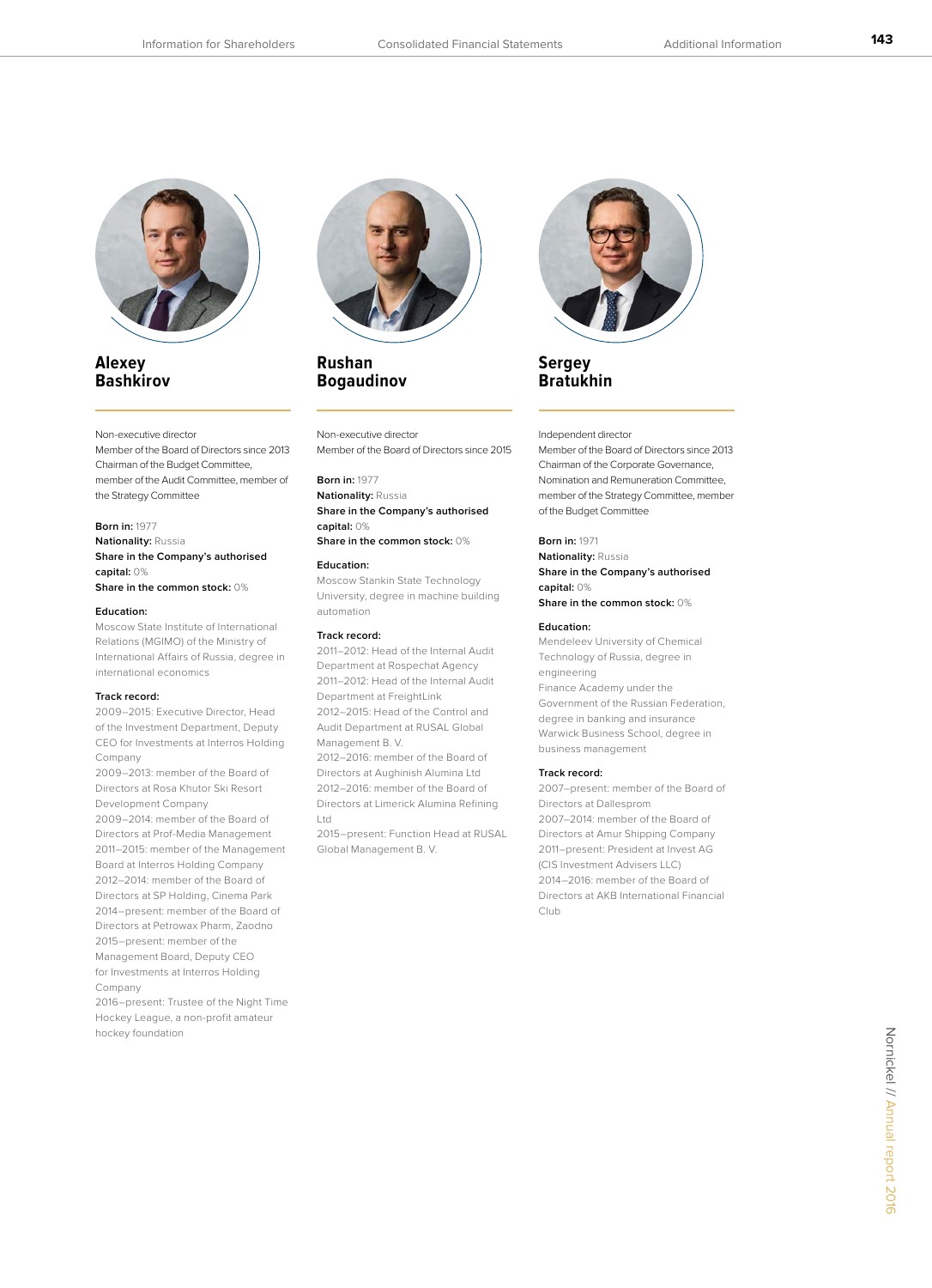## Alexey Bashkirov

Non-executive director
Member of the Board of Directors since 2013
Chairman of the Budget Committee, member of the Audit Committee, member of the Strategy Committee

**Born in:** 1977
**Nationality:** Russia
**Share in the Company's authorised capital:** 0%
**Share in the common stock:** 0%

**Education:**
Moscow State Institute of International Relations (MGIMO) of the Ministry of International Affairs of Russia, degree in international economics

**Track record:**
2009–2015: Executive Director, Head of the Investment Department, Deputy CEO for Investments at Interros Holding Company
2009–2013: member of the Board of Directors at Rosa Khutor Ski Resort Development Company
2009–2014: member of the Board of Directors at Prof-Media Management
2011–2015: member of the Management Board at Interros Holding Company
2012–2014: member of the Board of Directors at SP Holding, Cinema Park
2014–present: member of the Board of Directors at Petrowax Pharm, Zaodno
2015–present: member of the Management Board, Deputy CEO for Investments at Interros Holding Company
2016–present: Trustee of the Night Time Hockey League, a non-profit amateur hockey foundation

## Rushan Bogaudinov

Non-executive director
Member of the Board of Directors since 2015

**Born in:** 1977
**Nationality:** Russia
**Share in the Company's authorised capital:** 0%
**Share in the common stock:** 0%

**Education:**
Moscow Stankin State Technology University, degree in machine building automation

**Track record:**
2011–2012: Head of the Internal Audit Department at Rospechat Agency
2011–2012: Head of the Internal Audit Department at FreightLink
2012–2015: Head of the Control and Audit Department at RUSAL Global Management B. V.
2012–2016: member of the Board of Directors at Aughinish Alumina Ltd
2012–2016: member of the Board of Directors at Limerick Alumina Refining Ltd
2015–present: Function Head at RUSAL Global Management B. V.

## Sergey Bratukhin

Independent director
Member of the Board of Directors since 2013
Chairman of the Corporate Governance, Nomination and Remuneration Committee, member of the Strategy Committee, member of the Budget Committee

**Born in:** 1971
**Nationality:** Russia
**Share in the Company's authorised capital:** 0%
**Share in the common stock:** 0%

**Education:**
Mendeleev University of Chemical Technology of Russia, degree in engineering
Finance Academy under the Government of the Russian Federation, degree in banking and insurance
Warwick Business School, degree in business management

**Track record:**
2007–present: member of the Board of Directors at Dallesprom
2007–2014: member of the Board of Directors at Amur Shipping Company
2011–present: President at Invest AG (CIS Investment Advisers LLC)
2014–2016: member of the Board of Directors at AKB International Financial Club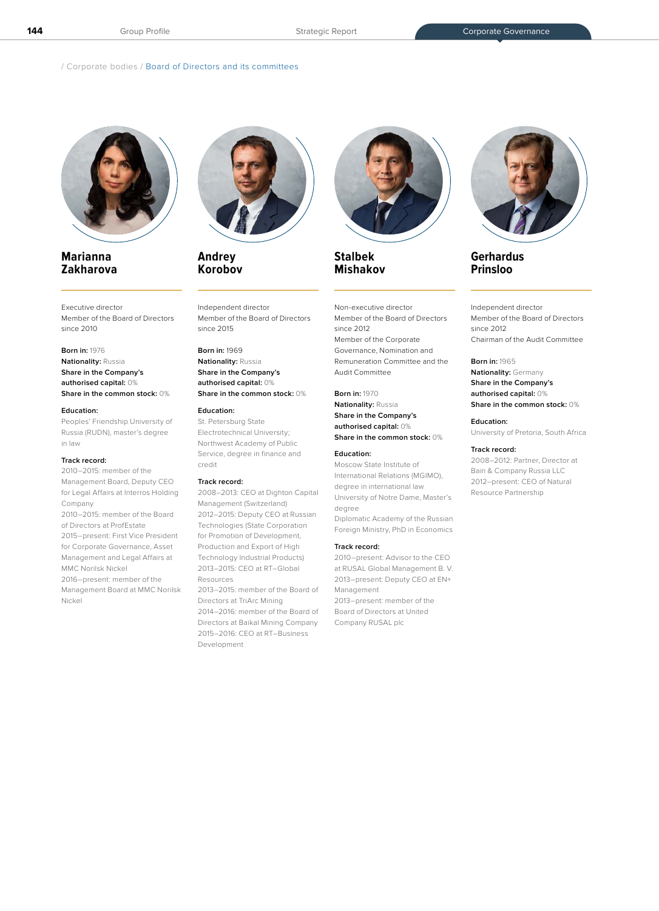/ Corporate bodies / Board of Directors and its committees

## Marianna Zakharova

Executive director
Member of the Board of Directors since 2010

**Born in:** 1976
**Nationality:** Russia
**Share in the Company's authorised capital:** 0%
**Share in the common stock:** 0%

**Education:**
Peoples' Friendship University of Russia (RUDN), master's degree in law

**Track record:**
2010–2015: member of the Management Board, Deputy CEO for Legal Affairs at Interros Holding Company
2010–2015: member of the Board of Directors at ProfEstate
2015–present: First Vice President for Corporate Governance, Asset Management and Legal Affairs at MMC Norilsk Nickel
2016–present: member of the Management Board at MMC Norilsk Nickel

## Andrey Korobov

Independent director
Member of the Board of Directors since 2015

**Born in:** 1969
**Nationality:** Russia
**Share in the Company's authorised capital:** 0%
**Share in the common stock:** 0%

**Education:**
St. Petersburg State Electrotechnical University; Northwest Academy of Public Service, degree in finance and credit

**Track record:**
2008–2013: CEO at Dighton Capital Management (Switzerland)
2012–2015: Deputy CEO at Russian Technologies (State Corporation for Promotion of Development, Production and Export of High Technology Industrial Products)
2013–2015: CEO at RT–Global Resources
2013–2015: member of the Board of Directors at TriArc Mining
2014–2016: member of the Board of Directors at Baikal Mining Company
2015–2016: CEO at RT–Business Development

## Stalbek Mishakov

Non-executive director
Member of the Board of Directors since 2012
Member of the Corporate Governance, Nomination and Remuneration Committee and the Audit Committee

**Born in:** 1970
**Nationality:** Russia
**Share in the Company's authorised capital:** 0%
**Share in the common stock:** 0%

**Education:**
Moscow State Institute of International Relations (MGIMO), degree in international law
University of Notre Dame, Master's degree
Diplomatic Academy of the Russian Foreign Ministry, PhD in Economics

**Track record:**
2010–present: Advisor to the CEO at RUSAL Global Management B. V.
2013–present: Deputy CEO at EN+ Management
2013–present: member of the Board of Directors at United Company RUSAL plc

## Gerhardus Prinsloo

Independent director
Member of the Board of Directors since 2012
Chairman of the Audit Committee

**Born in:** 1965
**Nationality:** Germany
**Share in the Company's authorised capital:** 0%
**Share in the common stock:** 0%

**Education:**
University of Pretoria, South Africa

**Track record:**
2008–2012: Partner, Director at Bain & Company Russia LLC
2012–present: CEO of Natural Resource Partnership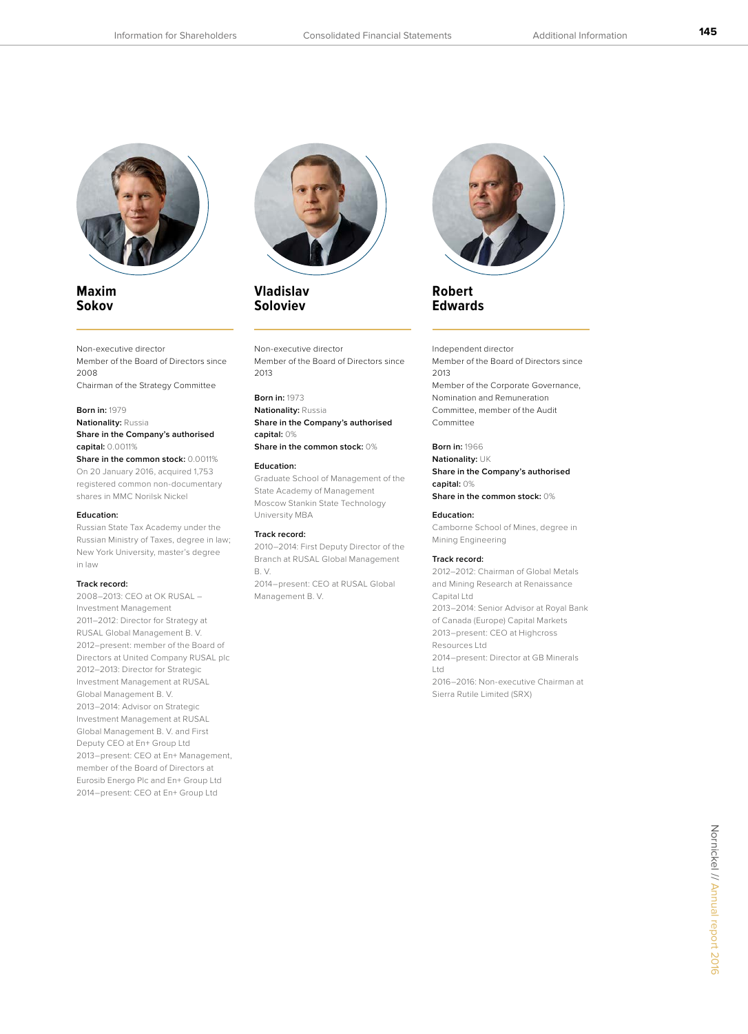## Maxim Sokov

Non-executive director
Member of the Board of Directors since 2008
Chairman of the Strategy Committee

**Born in:** 1979
**Nationality:** Russia
**Share in the Company's authorised capital:** 0.0011%
**Share in the common stock:** 0.0011%
On 20 January 2016, acquired 1,753 registered common non-documentary shares in MMC Norilsk Nickel

**Education:**
Russian State Tax Academy under the Russian Ministry of Taxes, degree in law;
New York University, master's degree in law

**Track record:**
2008–2013: CEO at OK RUSAL – Investment Management
2011–2012: Director for Strategy at RUSAL Global Management B. V.
2012–present: member of the Board of Directors at United Company RUSAL plc
2012–2013: Director for Strategic Investment Management at RUSAL Global Management B. V.
2013–2014: Advisor on Strategic Investment Management at RUSAL Global Management B. V. and First Deputy CEO at En+ Group Ltd
2013–present: CEO at En+ Management, member of the Board of Directors at Eurosib Energo Plc and En+ Group Ltd
2014–present: CEO at En+ Group Ltd

## Vladislav Soloviev

Non-executive director
Member of the Board of Directors since 2013

**Born in:** 1973
**Nationality:** Russia
**Share in the Company's authorised capital:** 0%
**Share in the common stock:** 0%

**Education:**
Graduate School of Management of the State Academy of Management
Moscow Stankin State Technology University MBA

**Track record:**
2010–2014: First Deputy Director of the Branch at RUSAL Global Management B. V.
2014–present: CEO at RUSAL Global Management B. V.

## Robert Edwards

Independent director
Member of the Board of Directors since 2013
Member of the Corporate Governance, Nomination and Remuneration Committee, member of the Audit Committee

**Born in:** 1966
**Nationality:** UK
**Share in the Company's authorised capital:** 0%
**Share in the common stock:** 0%

**Education:**
Camborne School of Mines, degree in Mining Engineering

**Track record:**
2012–2012: Chairman of Global Metals and Mining Research at Renaissance Capital Ltd
2013–2014: Senior Advisor at Royal Bank of Canada (Europe) Capital Markets
2013–present: CEO at Highcross Resources Ltd
2014–present: Director at GB Minerals Ltd
2016–2016: Non-executive Chairman at Sierra Rutile Limited (SRX)